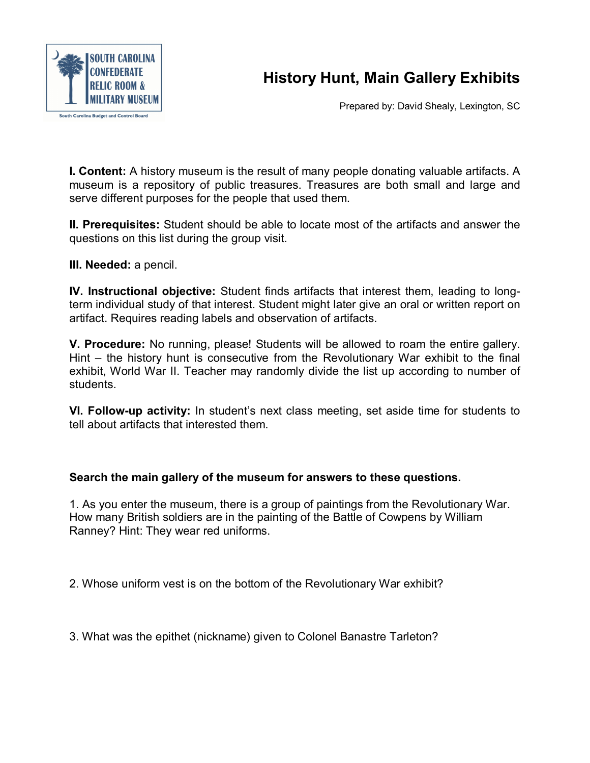SOUTH CAROLINA CONFEDERATE RELIC ROOM & MILITARY MUSEUM

South Carolina Budget and Control Board

# History Hunt, Main Gallery Exhibits

Prepared by: David Shealy, Lexington, SC

**I. Content:** A history museum is the result of many people donating valuable artifacts. A museum is a repository of public treasures. Treasures are both small and large and serve different purposes for the people that used them.

**II. Prerequisites:** Student should be able to locate most of the artifacts and answer the questions on this list during the group visit.

**III. Needed:** a pencil.

**IV. Instructional objective:** Student finds artifacts that interest them, leading to long-term individual study of that interest. Student might later give an oral or written report on artifact. Requires reading labels and observation of artifacts.

**V. Procedure:** No running, please! Students will be allowed to roam the entire gallery. Hint – the history hunt is consecutive from the Revolutionary War exhibit to the final exhibit, World War II. Teacher may randomly divide the list up according to number of students.

**VI. Follow-up activity:** In student's next class meeting, set aside time for students to tell about artifacts that interested them.

**Search the main gallery of the museum for answers to these questions.**

1. As you enter the museum, there is a group of paintings from the Revolutionary War. How many British soldiers are in the painting of the Battle of Cowpens by William Ranney? Hint: They wear red uniforms.

2. Whose uniform vest is on the bottom of the Revolutionary War exhibit?

3. What was the epithet (nickname) given to Colonel Banastre Tarleton?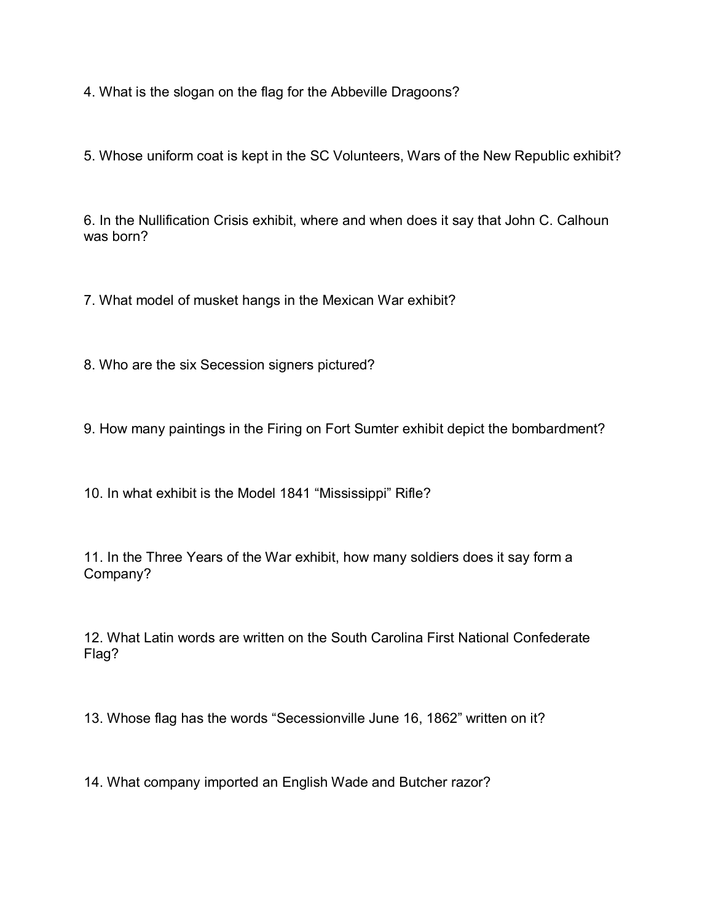4. What is the slogan on the flag for the Abbeville Dragoons?

5. Whose uniform coat is kept in the SC Volunteers, Wars of the New Republic exhibit?

6. In the Nullification Crisis exhibit, where and when does it say that John C. Calhoun was born?

7. What model of musket hangs in the Mexican War exhibit?

8. Who are the six Secession signers pictured?

9. How many paintings in the Firing on Fort Sumter exhibit depict the bombardment?

10. In what exhibit is the Model 1841 “Mississippi” Rifle?

11. In the Three Years of the War exhibit, how many soldiers does it say form a Company?

12. What Latin words are written on the South Carolina First National Confederate Flag?

13. Whose flag has the words “Secessionville June 16, 1862” written on it?

14. What company imported an English Wade and Butcher razor?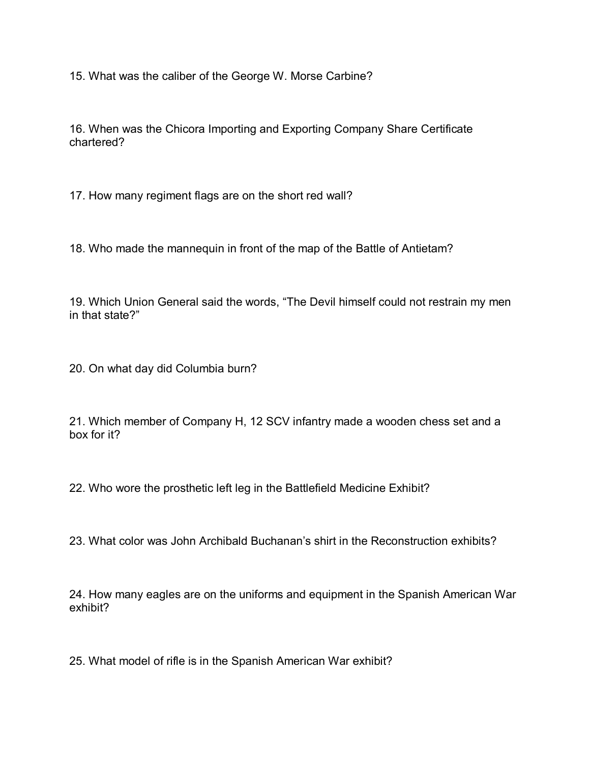15. What was the caliber of the George W. Morse Carbine?

16. When was the Chicora Importing and Exporting Company Share Certificate chartered?

17. How many regiment flags are on the short red wall?

18. Who made the mannequin in front of the map of the Battle of Antietam?

19. Which Union General said the words, “The Devil himself could not restrain my men in that state?”

20. On what day did Columbia burn?

21. Which member of Company H, 12 SCV infantry made a wooden chess set and a box for it?

22. Who wore the prosthetic left leg in the Battlefield Medicine Exhibit?

23. What color was John Archibald Buchanan’s shirt in the Reconstruction exhibits?

24. How many eagles are on the uniforms and equipment in the Spanish American War exhibit?

25. What model of rifle is in the Spanish American War exhibit?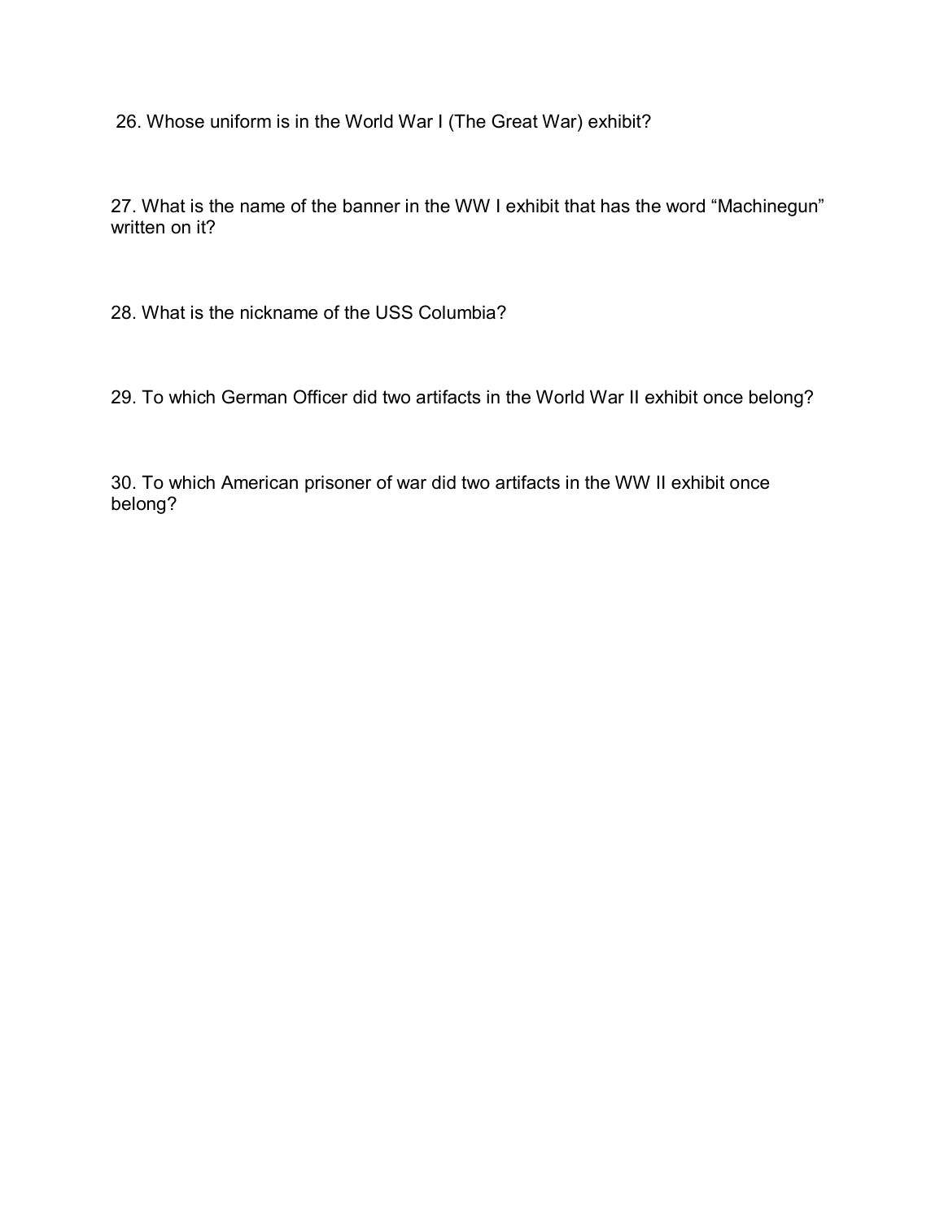26. Whose uniform is in the World War I (The Great War) exhibit?

27. What is the name of the banner in the WW I exhibit that has the word “Machinegun” written on it?

28. What is the nickname of the USS Columbia?

29. To which German Officer did two artifacts in the World War II exhibit once belong?

30. To which American prisoner of war did two artifacts in the WW II exhibit once belong?